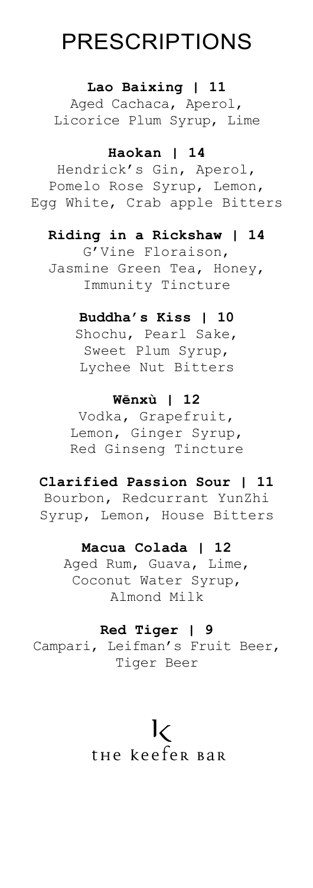# PRESCRIPTIONS

**Lao Baixing | 11**
Aged Cachaca, Aperol,
Licorice Plum Syrup, Lime

**Haokan | 14**
Hendrick's Gin, Aperol,
Pomelo Rose Syrup, Lemon,
Egg White, Crab apple Bitters

**Riding in a Rickshaw | 14**
G'Vine Floraison,
Jasmine Green Tea, Honey,
Immunity Tincture

**Buddha's Kiss | 10**
Shochu, Pearl Sake,
Sweet Plum Syrup,
Lychee Nut Bitters

**Wēnxù | 12**
Vodka, Grapefruit,
Lemon, Ginger Syrup,
Red Ginseng Tincture

**Clarified Passion Sour | 11**
Bourbon, Redcurrant YunZhi
Syrup, Lemon, House Bitters

**Macua Colada | 12**
Aged Rum, Guava, Lime,
Coconut Water Syrup,
Almond Milk

**Red Tiger | 9**
Campari, Leifman's Fruit Beer,
Tiger Beer

K
THE KEEFER BAR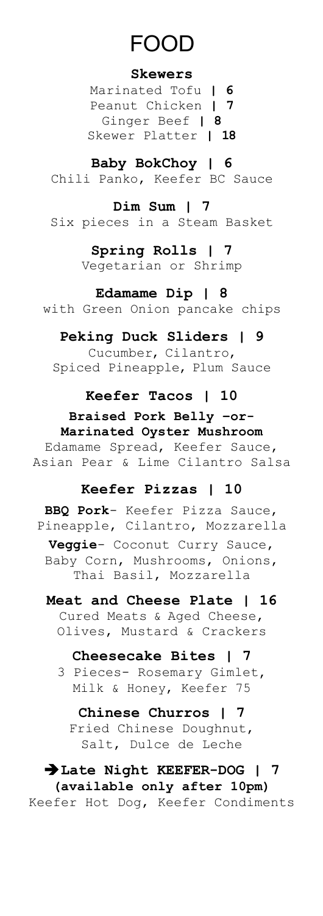# FOOD

**Skewers**

Marinated Tofu **| 6**
Peanut Chicken **| 7**
Ginger Beef **| 8**
Skewer Platter **| 18**

**Baby BokChoy | 6**

Chili Panko, Keefer BC Sauce

**Dim Sum | 7**

Six pieces in a Steam Basket

**Spring Rolls | 7**

Vegetarian or Shrimp

**Edamame Dip | 8**

with Green Onion pancake chips

**Peking Duck Sliders | 9**

Cucumber, Cilantro,
Spiced Pineapple, Plum Sauce

**Keefer Tacos | 10**

**Braised Pork Belly –or- Marinated Oyster Mushroom**

Edamame Spread, Keefer Sauce,
Asian Pear & Lime Cilantro Salsa

**Keefer Pizzas | 10**

**BBQ Pork**- Keefer Pizza Sauce, Pineapple, Cilantro, Mozzarella

**Veggie**- Coconut Curry Sauce, Baby Corn, Mushrooms, Onions, Thai Basil, Mozzarella

**Meat and Cheese Plate | 16**

Cured Meats & Aged Cheese,
Olives, Mustard & Crackers

**Cheesecake Bites | 7**

3 Pieces- Rosemary Gimlet,
Milk & Honey, Keefer 75

**Chinese Churros | 7**

Fried Chinese Doughnut,
Salt, Dulce de Leche

**➔Late Night KEEFER-DOG | 7**
**(available only after 10pm)**

Keefer Hot Dog, Keefer Condiments